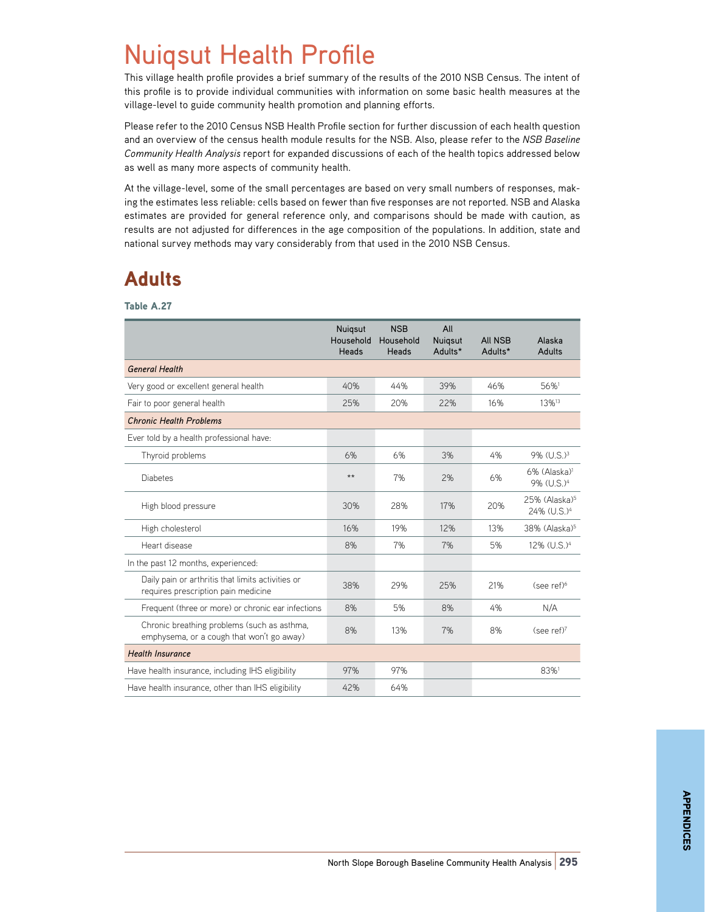# Nuiqsut Health Profile

This village health profile provides a brief summary of the results of the 2010 NSB Census. The intent of this profile is to provide individual communities with information on some basic health measures at the village-level to guide community health promotion and planning efforts.

Please refer to the 2010 Census NSB Health Profile section for further discussion of each health question and an overview of the census health module results for the NSB. Also, please refer to the *NSB Baseline Community Health Analysis* report for expanded discussions of each of the health topics addressed below as well as many more aspects of community health.

At the village-level, some of the small percentages are based on very small numbers of responses, making the estimates less reliable: cells based on fewer than five responses are not reported. NSB and Alaska estimates are provided for general reference only, and comparisons should be made with caution, as results are not adjusted for differences in the age composition of the populations. In addition, state and national survey methods may vary considerably from that used in the 2010 NSB Census.

## Adults

**Table A.27**

| | Nuiqsut Household Heads | NSB Household Heads | All Nuiqsut Adults* | All NSB Adults* | Alaska Adults |
|---|---|---|---|---|---|
| ***General Health*** | | | | | |
| Very good or excellent general health | 40% | 44% | 39% | 46% | 56%[1] |
| Fair to poor general health | 25% | 20% | 22% | 16% | 13%[13] |
| ***Chronic Health Problems*** | | | | | |
| Ever told by a health professional have: | | | | | |
| Thyroid problems | 6% | 6% | 3% | 4% | 9% (U.S.)[3] |
| Diabetes | ** | 7% | 2% | 6% | 6% (Alaska)[1] 9% (U.S.)[4] |
| High blood pressure | 30% | 28% | 17% | 20% | 25% (Alaska)[5] 24% (U.S.)[4] |
| High cholesterol | 16% | 19% | 12% | 13% | 38% (Alaska)[5] |
| Heart disease | 8% | 7% | 7% | 5% | 12% (U.S.)[4] |
| In the past 12 months, experienced: | | | | | |
| Daily pain or arthritis that limits activities or requires prescription pain medicine | 38% | 29% | 25% | 21% | (see ref)[6] |
| Frequent (three or more) or chronic ear infections | 8% | 5% | 8% | 4% | N/A |
| Chronic breathing problems (such as asthma, emphysema, or a cough that won't go away) | 8% | 13% | 7% | 8% | (see ref)[7] |
| ***Health Insurance*** | | | | | |
| Have health insurance, including IHS eligibility | 97% | 97% | | | 83%[1] |
| Have health insurance, other than IHS eligibility | 42% | 64% | | | |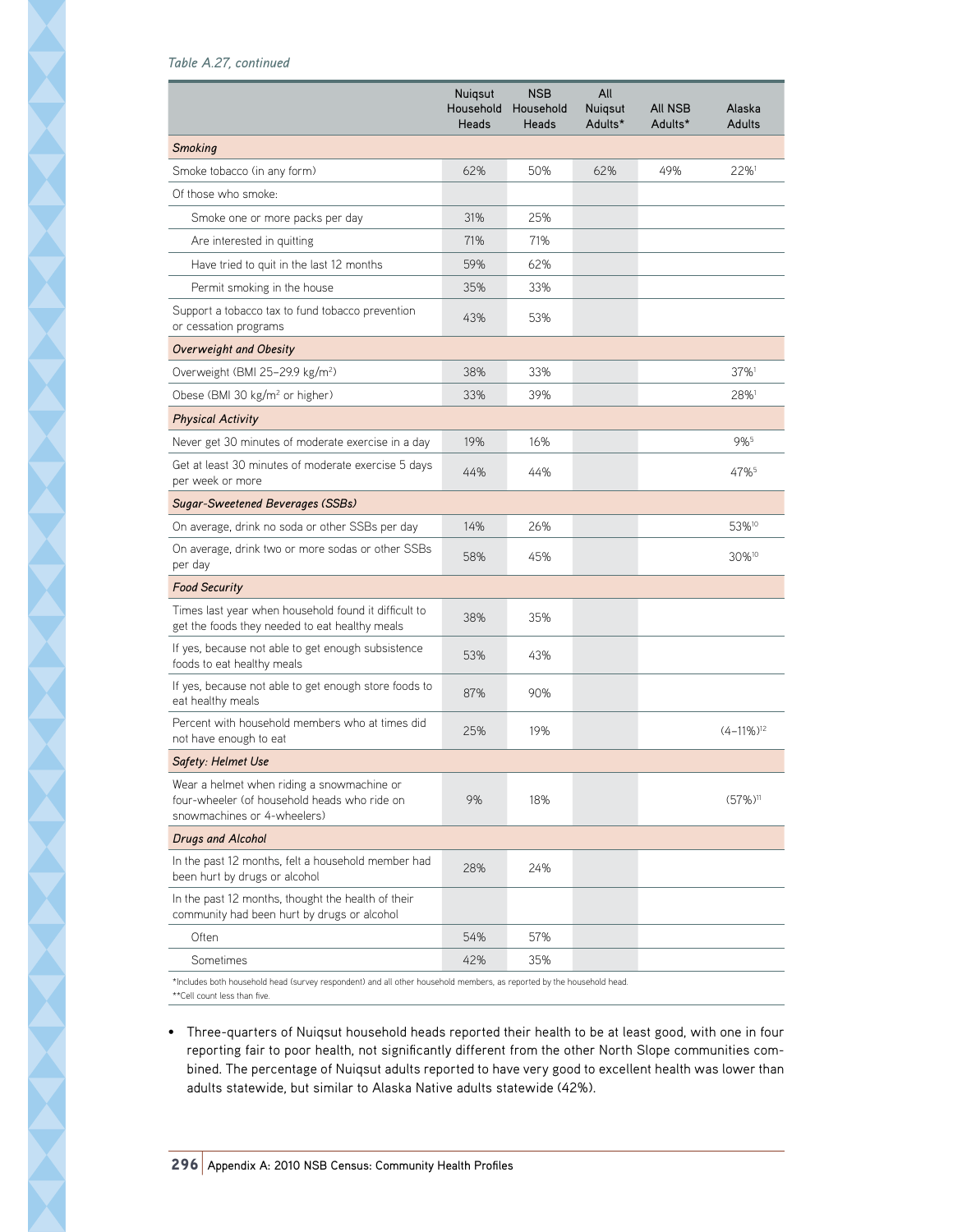*Table A.27, continued*

| | Nuiqsut Household Heads | NSB Household Heads | All Nuiqsut Adults* | All NSB Adults* | Alaska Adults |
|---|---|---|---|---|---|
| ***Smoking*** | | | | | |
| Smoke tobacco (in any form) | 62% | 50% | 62% | 49% | 22%[1] |
| Of those who smoke: | | | | | |
| Smoke one or more packs per day | 31% | 25% | | | |
| Are interested in quitting | 71% | 71% | | | |
| Have tried to quit in the last 12 months | 59% | 62% | | | |
| Permit smoking in the house | 35% | 33% | | | |
| Support a tobacco tax to fund tobacco prevention or cessation programs | 43% | 53% | | | |
| ***Overweight and Obesity*** | | | | | |
| Overweight (BMI 25–29.9 kg/m$^2$) | 38% | 33% | | | 37%[1] |
| Obese (BMI 30 kg/m$^2$ or higher) | 33% | 39% | | | 28%[1] |
| ***Physical Activity*** | | | | | |
| Never get 30 minutes of moderate exercise in a day | 19% | 16% | | | 9%[5] |
| Get at least 30 minutes of moderate exercise 5 days per week or more | 44% | 44% | | | 47%[5] |
| ***Sugar-Sweetened Beverages (SSBs)*** | | | | | |
| On average, drink no soda or other SSBs per day | 14% | 26% | | | 53%[10] |
| On average, drink two or more sodas or other SSBs per day | 58% | 45% | | | 30%[10] |
| ***Food Security*** | | | | | |
| Times last year when household found it difficult to get the foods they needed to eat healthy meals | 38% | 35% | | | |
| If yes, because not able to get enough subsistence foods to eat healthy meals | 53% | 43% | | | |
| If yes, because not able to get enough store foods to eat healthy meals | 87% | 90% | | | |
| Percent with household members who at times did not have enough to eat | 25% | 19% | | | (4–11%)[12] |
| ***Safety: Helmet Use*** | | | | | |
| Wear a helmet when riding a snowmachine or four-wheeler (of household heads who ride on snowmachines or 4-wheelers) | 9% | 18% | | | (57%)[11] |
| ***Drugs and Alcohol*** | | | | | |
| In the past 12 months, felt a household member had been hurt by drugs or alcohol | 28% | 24% | | | |
| In the past 12 months, thought the health of their community had been hurt by drugs or alcohol | | | | | |
| Often | 54% | 57% | | | |
| Sometimes | 42% | 35% | | | |

*Includes both household head (survey respondent) and all other household members, as reported by the household head.
**Cell count less than five.

- Three-quarters of Nuiqsut household heads reported their health to be at least good, with one in four reporting fair to poor health, not significantly different from the other North Slope communities combined. The percentage of Nuiqsut adults reported to have very good to excellent health was lower than adults statewide, but similar to Alaska Native adults statewide (42%).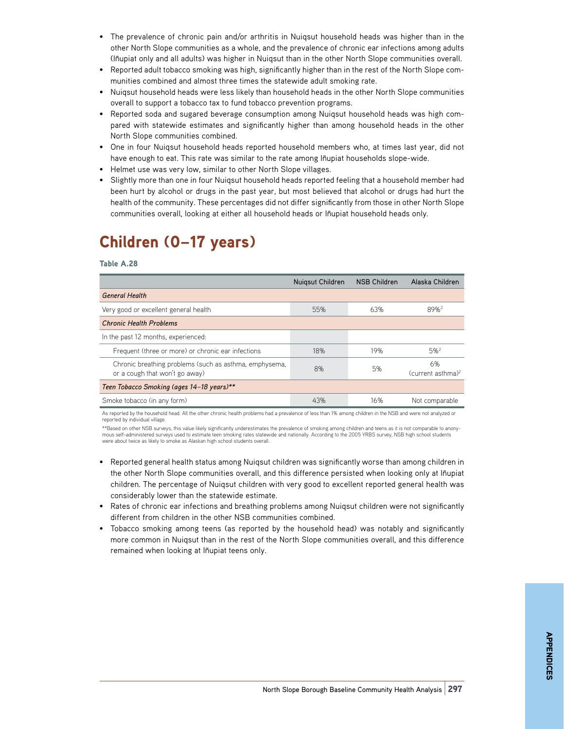- The prevalence of chronic pain and/or arthritis in Nuiqsut household heads was higher than in the other North Slope communities as a whole, and the prevalence of chronic ear infections among adults (Iñupiat only and all adults) was higher in Nuiqsut than in the other North Slope communities overall.
- Reported adult tobacco smoking was high, significantly higher than in the rest of the North Slope communities combined and almost three times the statewide adult smoking rate.
- Nuiqsut household heads were less likely than household heads in the other North Slope communities overall to support a tobacco tax to fund tobacco prevention programs.
- Reported soda and sugared beverage consumption among Nuiqsut household heads was high compared with statewide estimates and significantly higher than among household heads in the other North Slope communities combined.
- One in four Nuiqsut household heads reported household members who, at times last year, did not have enough to eat. This rate was similar to the rate among Iñupiat households slope-wide.
- Helmet use was very low, similar to other North Slope villages.
- Slightly more than one in four Nuiqsut household heads reported feeling that a household member had been hurt by alcohol or drugs in the past year, but most believed that alcohol or drugs had hurt the health of the community. These percentages did not differ significantly from those in other North Slope communities overall, looking at either all household heads or Iñupiat household heads only.

# Children (0–17 years)

**Table A.28**

| | Nuiqsut Children | NSB Children | Alaska Children |
|---|---|---|---|
| *General Health* | | | |
| Very good or excellent general health | 55% | 63% | 89%[2] |
| *Chronic Health Problems* | | | |
| In the past 12 months, experienced: | | | |
| Frequent (three or more) or chronic ear infections | 18% | 19% | 5%[2] |
| Chronic breathing problems (such as asthma, emphysema, or a cough that won't go away) | 8% | 5% | 6% (current asthma)[2] |
| *Teen Tobacco Smoking (ages 14–18 years)*** | | | |
| Smoke tobacco (in any form) | 43% | 16% | Not comparable |

As reported by the household head. All the other chronic health problems had a prevalence of less than 1% among children in the NSB and were not analyzed or reported by individual village.

**Based on other NSB surveys, this value likely significantly underestimates the prevalence of smoking among children and teens as it is not comparable to anonymous self-administered surveys used to estimate teen smoking rates statewide and nationally. According to the 2005 YRBS survey, NSB high school students were about twice as likely to smoke as Alaskan high school students overall.

- Reported general health status among Nuiqsut children was significantly worse than among children in the other North Slope communities overall, and this difference persisted when looking only at Iñupiat children. The percentage of Nuiqsut children with very good to excellent reported general health was considerably lower than the statewide estimate.
- Rates of chronic ear infections and breathing problems among Nuiqsut children were not significantly different from children in the other NSB communities combined.
- Tobacco smoking among teens (as reported by the household head) was notably and significantly more common in Nuiqsut than in the rest of the North Slope communities overall, and this difference remained when looking at Iñupiat teens only.